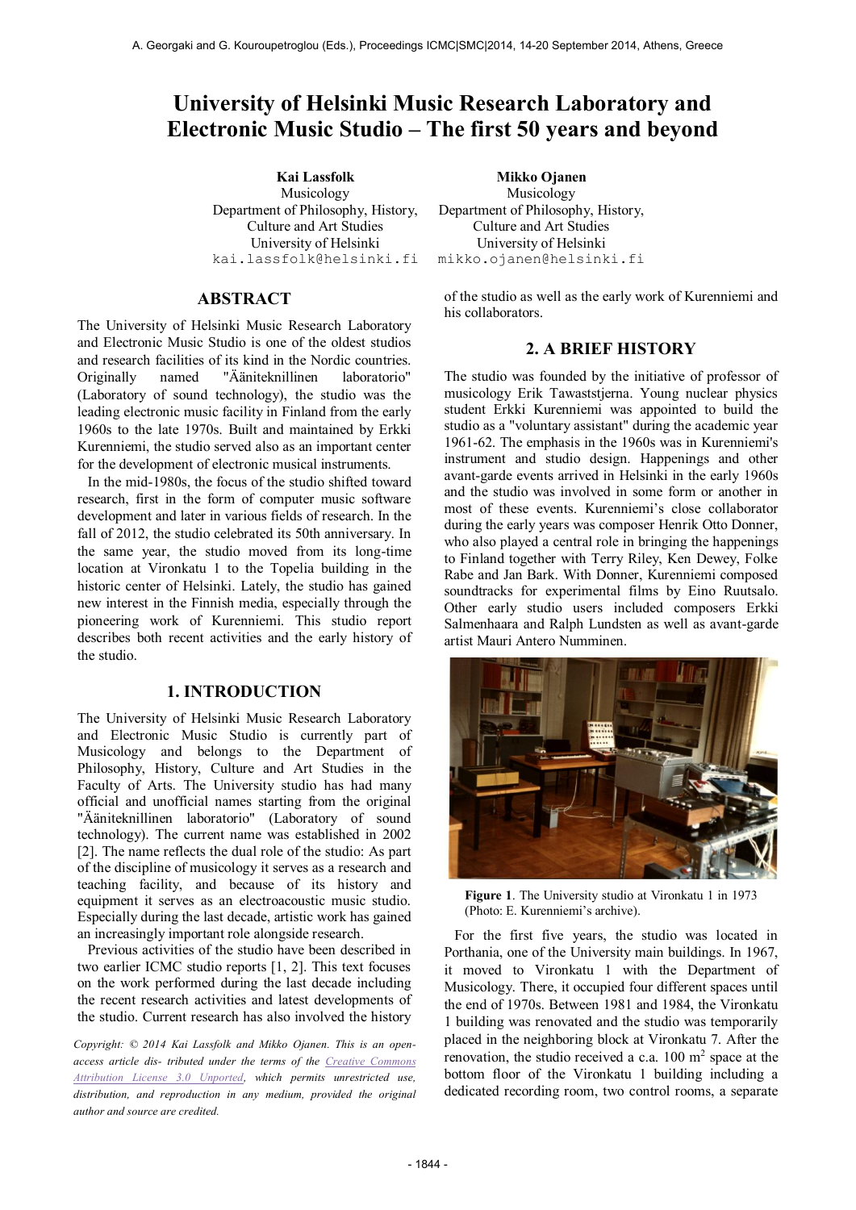# University of Helsinki Music Research Laboratory and Electronic Music Studio – The first 50 years and beyond

**Kai Lassfolk**
Musicology
Department of Philosophy, History, Culture and Art Studies
University of Helsinki
kai.lassfolk@helsinki.fi

**Mikko Ojanen**
Musicology
Department of Philosophy, History, Culture and Art Studies
University of Helsinki
mikko.ojanen@helsinki.fi

## ABSTRACT

The University of Helsinki Music Research Laboratory and Electronic Music Studio is one of the oldest studios and research facilities of its kind in the Nordic countries. Originally named "Ääniteknillinen laboratorio" (Laboratory of sound technology), the studio was the leading electronic music facility in Finland from the early 1960s to the late 1970s. Built and maintained by Erkki Kurenniemi, the studio served also as an important center for the development of electronic musical instruments.

In the mid-1980s, the focus of the studio shifted toward research, first in the form of computer music software development and later in various fields of research. In the fall of 2012, the studio celebrated its 50th anniversary. In the same year, the studio moved from its long-time location at Vironkatu 1 to the Topelia building in the historic center of Helsinki. Lately, the studio has gained new interest in the Finnish media, especially through the pioneering work of Kurenniemi. This studio report describes both recent activities and the early history of the studio.

## 1. INTRODUCTION

The University of Helsinki Music Research Laboratory and Electronic Music Studio is currently part of Musicology and belongs to the Department of Philosophy, History, Culture and Art Studies in the Faculty of Arts. The University studio has had many official and unofficial names starting from the original "Ääniteknillinen laboratorio" (Laboratory of sound technology). The current name was established in 2002 [2]. The name reflects the dual role of the studio: As part of the discipline of musicology it serves as a research and teaching facility, and because of its history and equipment it serves as an electroacoustic music studio. Especially during the last decade, artistic work has gained an increasingly important role alongside research.

Previous activities of the studio have been described in two earlier ICMC studio reports [1, 2]. This text focuses on the work performed during the last decade including the recent research activities and latest developments of the studio. Current research has also involved the history of the studio as well as the early work of Kurenniemi and his collaborators.

*Copyright: © 2014 Kai Lassfolk and Mikko Ojanen. This is an open-access article dis- tributed under the terms of the Creative Commons Attribution License 3.0 Unported, which permits unrestricted use, distribution, and reproduction in any medium, provided the original author and source are credited.*

## 2. A BRIEF HISTORY

The studio was founded by the initiative of professor of musicology Erik Tawaststjerna. Young nuclear physics student Erkki Kurenniemi was appointed to build the studio as a "voluntary assistant" during the academic year 1961-62. The emphasis in the 1960s was in Kurenniemi's instrument and studio design. Happenings and other avant-garde events arrived in Helsinki in the early 1960s and the studio was involved in some form or another in most of these events. Kurenniemi's close collaborator during the early years was composer Henrik Otto Donner, who also played a central role in bringing the happenings to Finland together with Terry Riley, Ken Dewey, Folke Rabe and Jan Bark. With Donner, Kurenniemi composed soundtracks for experimental films by Eino Ruutsalo. Other early studio users included composers Erkki Salmenhaara and Ralph Lundsten as well as avant-garde artist Mauri Antero Numminen.

**Figure 1**. The University studio at Vironkatu 1 in 1973 (Photo: E. Kurenniemi's archive).

For the first five years, the studio was located in Porthania, one of the University main buildings. In 1967, it moved to Vironkatu 1 with the Department of Musicology. There, it occupied four different spaces until the end of 1970s. Between 1981 and 1984, the Vironkatu 1 building was renovated and the studio was temporarily placed in the neighboring block at Vironkatu 7. After the renovation, the studio received a c.a. 100 m$^2$ space at the bottom floor of the Vironkatu 1 building including a dedicated recording room, two control rooms, a separate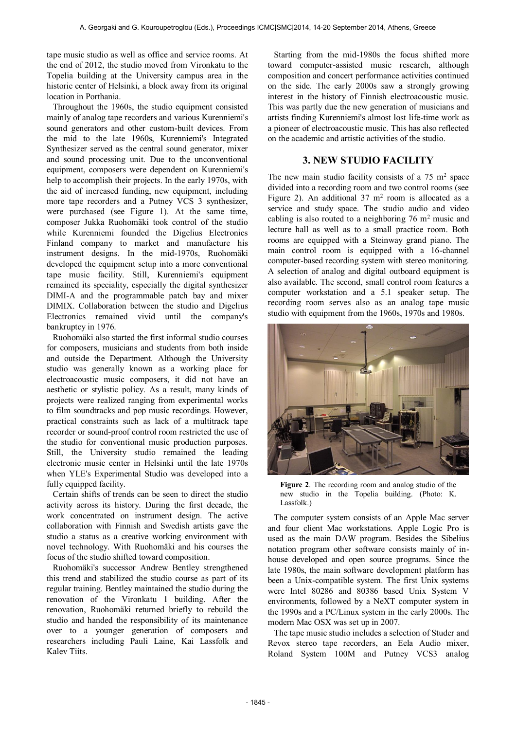tape music studio as well as office and service rooms. At the end of 2012, the studio moved from Vironkatu to the Topelia building at the University campus area in the historic center of Helsinki, a block away from its original location in Porthania.

Throughout the 1960s, the studio equipment consisted mainly of analog tape recorders and various Kurenniemi's sound generators and other custom-built devices. From the mid to the late 1960s, Kurenniemi's Integrated Synthesizer served as the central sound generator, mixer and sound processing unit. Due to the unconventional equipment, composers were dependent on Kurenniemi's help to accomplish their projects. In the early 1970s, with the aid of increased funding, new equipment, including more tape recorders and a Putney VCS 3 synthesizer, were purchased (see Figure 1). At the same time, composer Jukka Ruohomäki took control of the studio while Kurenniemi founded the Digelius Electronics Finland company to market and manufacture his instrument designs. In the mid-1970s, Ruohomäki developed the equipment setup into a more conventional tape music facility. Still, Kurenniemi's equipment remained its speciality, especially the digital synthesizer DIMI-A and the programmable patch bay and mixer DIMIX. Collaboration between the studio and Digelius Electronics remained vivid until the company's bankruptcy in 1976.

Ruohomäki also started the first informal studio courses for composers, musicians and students from both inside and outside the Department. Although the University studio was generally known as a working place for electroacoustic music composers, it did not have an aesthetic or stylistic policy. As a result, many kinds of projects were realized ranging from experimental works to film soundtracks and pop music recordings. However, practical constraints such as lack of a multitrack tape recorder or sound-proof control room restricted the use of the studio for conventional music production purposes. Still, the University studio remained the leading electronic music center in Helsinki until the late 1970s when YLE's Experimental Studio was developed into a fully equipped facility.

Certain shifts of trends can be seen to direct the studio activity across its history. During the first decade, the work concentrated on instrument design. The active collaboration with Finnish and Swedish artists gave the studio a status as a creative working environment with novel technology. With Ruohomäki and his courses the focus of the studio shifted toward composition.

Ruohomäki's successor Andrew Bentley strengthened this trend and stabilized the studio course as part of its regular training. Bentley maintained the studio during the renovation of the Vironkatu 1 building. After the renovation, Ruohomäki returned briefly to rebuild the studio and handed the responsibility of its maintenance over to a younger generation of composers and researchers including Pauli Laine, Kai Lassfolk and Kalev Tiits.

Starting from the mid-1980s the focus shifted more toward computer-assisted music research, although composition and concert performance activities continued on the side. The early 2000s saw a strongly growing interest in the history of Finnish electroacoustic music. This was partly due the new generation of musicians and artists finding Kurenniemi's almost lost life-time work as a pioneer of electroacoustic music. This has also reflected on the academic and artistic activities of the studio.

## 3. NEW STUDIO FACILITY

The new main studio facility consists of a 75 m$^2$ space divided into a recording room and two control rooms (see Figure 2). An additional 37 m$^2$ room is allocated as a service and study space. The studio audio and video cabling is also routed to a neighboring 76 m$^2$ music and lecture hall as well as to a small practice room. Both rooms are equipped with a Steinway grand piano. The main control room is equipped with a 16-channel computer-based recording system with stereo monitoring. A selection of analog and digital outboard equipment is also available. The second, small control room features a computer workstation and a 5.1 speaker setup. The recording room serves also as an analog tape music studio with equipment from the 1960s, 1970s and 1980s.

**Figure 2**. The recording room and analog studio of the new studio in the Topelia building. (Photo: K. Lassfolk.)

The computer system consists of an Apple Mac server and four client Mac workstations. Apple Logic Pro is used as the main DAW program. Besides the Sibelius notation program other software consists mainly of in-house developed and open source programs. Since the late 1980s, the main software development platform has been a Unix-compatible system. The first Unix systems were Intel 80286 and 80386 based Unix System V environments, followed by a NeXT computer system in the 1990s and a PC/Linux system in the early 2000s. The modern Mac OSX was set up in 2007.

The tape music studio includes a selection of Studer and Revox stereo tape recorders, an Eela Audio mixer, Roland System 100M and Putney VCS3 analog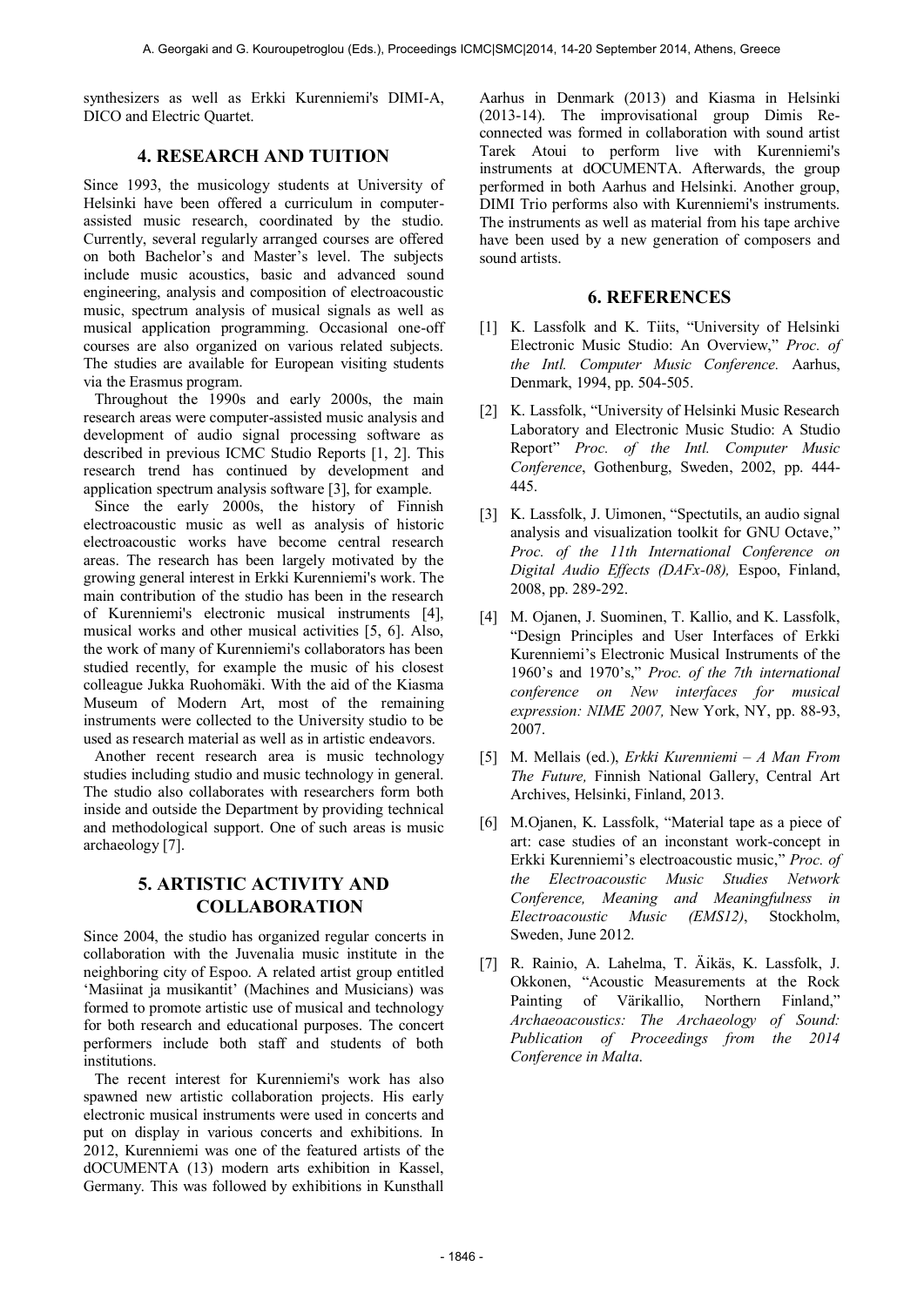synthesizers as well as Erkki Kurenniemi's DIMI-A, DICO and Electric Quartet.

## 4. RESEARCH AND TUITION

Since 1993, the musicology students at University of Helsinki have been offered a curriculum in computer-assisted music research, coordinated by the studio. Currently, several regularly arranged courses are offered on both Bachelor's and Master's level. The subjects include music acoustics, basic and advanced sound engineering, analysis and composition of electroacoustic music, spectrum analysis of musical signals as well as musical application programming. Occasional one-off courses are also organized on various related subjects. The studies are available for European visiting students via the Erasmus program.

Throughout the 1990s and early 2000s, the main research areas were computer-assisted music analysis and development of audio signal processing software as described in previous ICMC Studio Reports [1, 2]. This research trend has continued by development and application spectrum analysis software [3], for example.

Since the early 2000s, the history of Finnish electroacoustic music as well as analysis of historic electroacoustic works have become central research areas. The research has been largely motivated by the growing general interest in Erkki Kurenniemi's work. The main contribution of the studio has been in the research of Kurenniemi's electronic musical instruments [4], musical works and other musical activities [5, 6]. Also, the work of many of Kurenniemi's collaborators has been studied recently, for example the music of his closest colleague Jukka Ruohomäki. With the aid of the Kiasma Museum of Modern Art, most of the remaining instruments were collected to the University studio to be used as research material as well as in artistic endeavors.

Another recent research area is music technology studies including studio and music technology in general. The studio also collaborates with researchers form both inside and outside the Department by providing technical and methodological support. One of such areas is music archaeology [7].

## 5. ARTISTIC ACTIVITY AND COLLABORATION

Since 2004, the studio has organized regular concerts in collaboration with the Juvenalia music institute in the neighboring city of Espoo. A related artist group entitled 'Masiinat ja musikantit' (Machines and Musicians) was formed to promote artistic use of musical and technology for both research and educational purposes. The concert performers include both staff and students of both institutions.

The recent interest for Kurenniemi's work has also spawned new artistic collaboration projects. His early electronic musical instruments were used in concerts and put on display in various concerts and exhibitions. In 2012, Kurenniemi was one of the featured artists of the dOCUMENTA (13) modern arts exhibition in Kassel, Germany. This was followed by exhibitions in Kunsthall Aarhus in Denmark (2013) and Kiasma in Helsinki (2013-14). The improvisational group Dimis Re-connected was formed in collaboration with sound artist Tarek Atoui to perform live with Kurenniemi's instruments at dOCUMENTA. Afterwards, the group performed in both Aarhus and Helsinki. Another group, DIMI Trio performs also with Kurenniemi's instruments. The instruments as well as material from his tape archive have been used by a new generation of composers and sound artists.

## 6. REFERENCES

[1] K. Lassfolk and K. Tiits, "University of Helsinki Electronic Music Studio: An Overview," *Proc. of the Intl. Computer Music Conference.* Aarhus, Denmark, 1994, pp. 504-505.

[2] K. Lassfolk, "University of Helsinki Music Research Laboratory and Electronic Music Studio: A Studio Report" *Proc. of the Intl. Computer Music Conference*, Gothenburg, Sweden, 2002, pp. 444-445.

[3] K. Lassfolk, J. Uimonen, "Spectutils, an audio signal analysis and visualization toolkit for GNU Octave," *Proc. of the 11th International Conference on Digital Audio Effects (DAFx-08),* Espoo, Finland, 2008, pp. 289-292.

[4] M. Ojanen, J. Suominen, T. Kallio, and K. Lassfolk, "Design Principles and User Interfaces of Erkki Kurenniemi's Electronic Musical Instruments of the 1960's and 1970's," *Proc. of the 7th international conference on New interfaces for musical expression: NIME 2007,* New York, NY, pp. 88-93, 2007.

[5] M. Mellais (ed.), *Erkki Kurenniemi – A Man From The Future,* Finnish National Gallery, Central Art Archives, Helsinki, Finland, 2013.

[6] M.Ojanen, K. Lassfolk, "Material tape as a piece of art: case studies of an inconstant work-concept in Erkki Kurenniemi's electroacoustic music," *Proc. of the Electroacoustic Music Studies Network Conference, Meaning and Meaningfulness in Electroacoustic Music (EMS12)*, Stockholm, Sweden, June 2012.

[7] R. Rainio, A. Lahelma, T. Äikäs, K. Lassfolk, J. Okkonen, "Acoustic Measurements at the Rock Painting of Värikallio, Northern Finland," *Archaeoacoustics: The Archaeology of Sound: Publication of Proceedings from the 2014 Conference in Malta*.